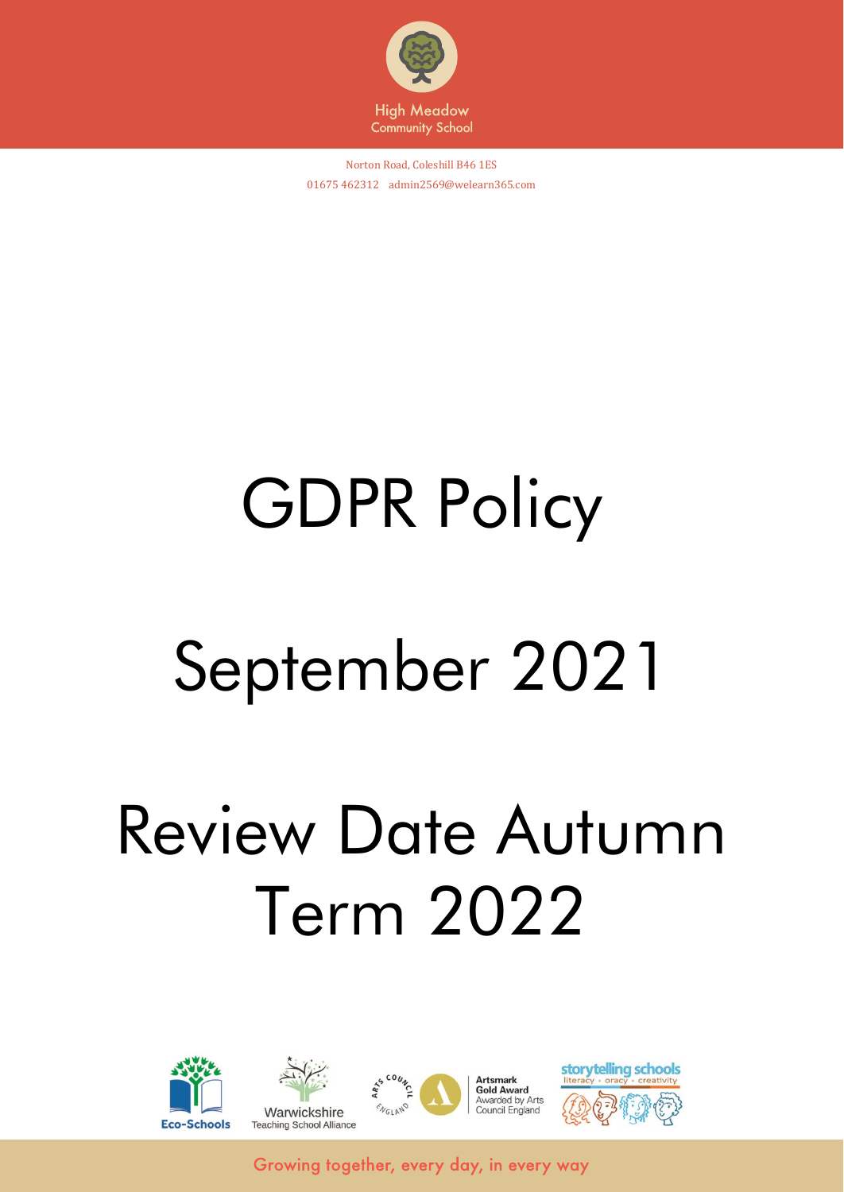High Meadow
Community School

Norton Road, Coleshill B46 1ES
01675 462312 admin2569@welearn365.com

# GDPR Policy

# September 2021

# Review Date Autumn Term 2022

Eco-Schools

Warwickshire Teaching School Alliance

Artsmark Gold Award Awarded by Arts Council England

storytelling schools literacy • oracy • creativity

Growing together, every day, in every way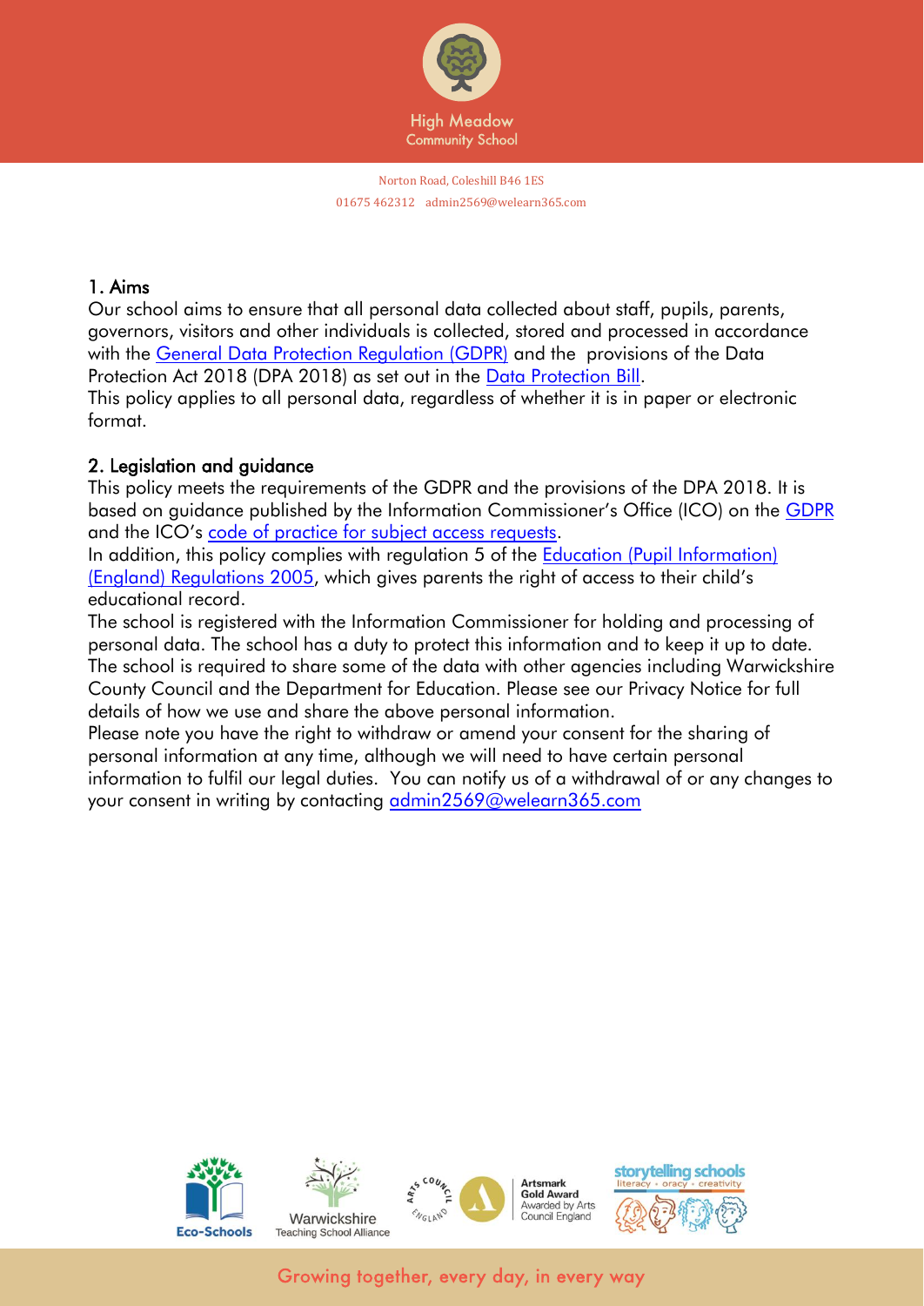## 1. Aims

Our school aims to ensure that all personal data collected about staff, pupils, parents, governors, visitors and other individuals is collected, stored and processed in accordance with the General Data Protection Regulation (GDPR) and the provisions of the Data Protection Act 2018 (DPA 2018) as set out in the Data Protection Bill.

This policy applies to all personal data, regardless of whether it is in paper or electronic format.

## 2. Legislation and guidance

This policy meets the requirements of the GDPR and the provisions of the DPA 2018. It is based on guidance published by the Information Commissioner's Office (ICO) on the GDPR and the ICO's code of practice for subject access requests.

In addition, this policy complies with regulation 5 of the Education (Pupil Information) (England) Regulations 2005, which gives parents the right of access to their child's educational record.

The school is registered with the Information Commissioner for holding and processing of personal data. The school has a duty to protect this information and to keep it up to date. The school is required to share some of the data with other agencies including Warwickshire County Council and the Department for Education. Please see our Privacy Notice for full details of how we use and share the above personal information.

Please note you have the right to withdraw or amend your consent for the sharing of personal information at any time, although we will need to have certain personal information to fulfil our legal duties. You can notify us of a withdrawal of or any changes to your consent in writing by contacting admin2569@welearn365.com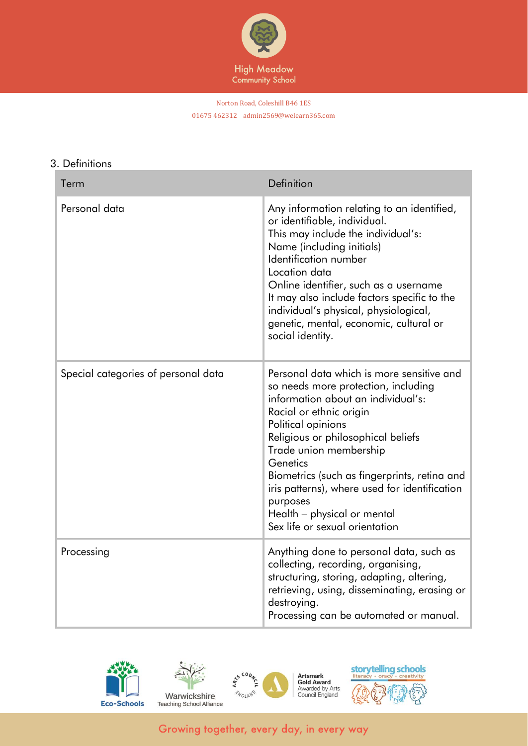## 3. Definitions

| Term | Definition |
|---|---|
| Personal data | Any information relating to an identified, or identifiable, individual.<br>This may include the individual's:<br>Name (including initials)<br>Identification number<br>Location data<br>Online identifier, such as a username<br>It may also include factors specific to the individual's physical, physiological, genetic, mental, economic, cultural or social identity. |
| Special categories of personal data | Personal data which is more sensitive and so needs more protection, including information about an individual's:<br>Racial or ethnic origin<br>Political opinions<br>Religious or philosophical beliefs<br>Trade union membership<br>Genetics<br>Biometrics (such as fingerprints, retina and iris patterns), where used for identification purposes<br>Health – physical or mental<br>Sex life or sexual orientation |
| Processing | Anything done to personal data, such as collecting, recording, organising, structuring, storing, adapting, altering, retrieving, using, disseminating, erasing or destroying.<br>Processing can be automated or manual. |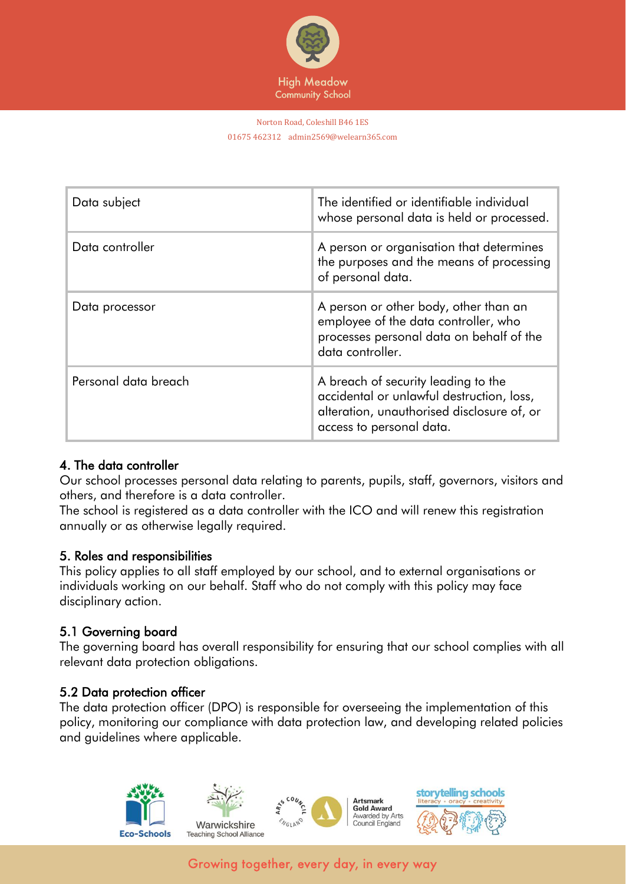| Data subject | The identified or identifiable individual whose personal data is held or processed. |
|---|---|
| Data controller | A person or organisation that determines the purposes and the means of processing of personal data. |
| Data processor | A person or other body, other than an employee of the data controller, who processes personal data on behalf of the data controller. |
| Personal data breach | A breach of security leading to the accidental or unlawful destruction, loss, alteration, unauthorised disclosure of, or access to personal data. |

## 4. The data controller

Our school processes personal data relating to parents, pupils, staff, governors, visitors and others, and therefore is a data controller.

The school is registered as a data controller with the ICO and will renew this registration annually or as otherwise legally required.

## 5. Roles and responsibilities

This policy applies to all staff employed by our school, and to external organisations or individuals working on our behalf. Staff who do not comply with this policy may face disciplinary action.

### 5.1 Governing board

The governing board has overall responsibility for ensuring that our school complies with all relevant data protection obligations.

### 5.2 Data protection officer

The data protection officer (DPO) is responsible for overseeing the implementation of this policy, monitoring our compliance with data protection law, and developing related policies and guidelines where applicable.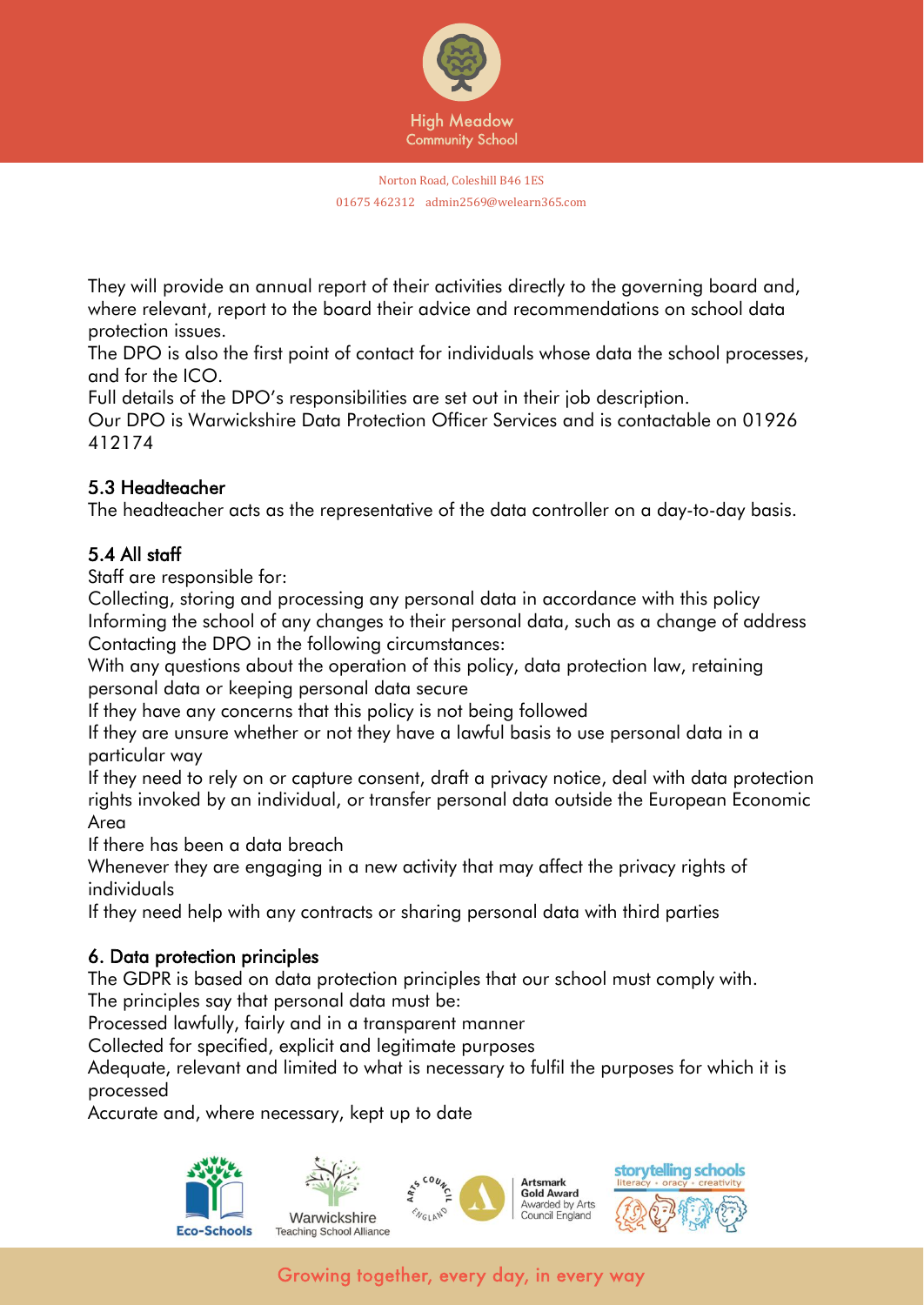They will provide an annual report of their activities directly to the governing board and, where relevant, report to the board their advice and recommendations on school data protection issues.

The DPO is also the first point of contact for individuals whose data the school processes, and for the ICO.

Full details of the DPO's responsibilities are set out in their job description.

Our DPO is Warwickshire Data Protection Officer Services and is contactable on 01926 412174

### 5.3 Headteacher

The headteacher acts as the representative of the data controller on a day-to-day basis.

### 5.4 All staff

Staff are responsible for:

Collecting, storing and processing any personal data in accordance with this policy

Informing the school of any changes to their personal data, such as a change of address

Contacting the DPO in the following circumstances:

With any questions about the operation of this policy, data protection law, retaining personal data or keeping personal data secure

If they have any concerns that this policy is not being followed

If they are unsure whether or not they have a lawful basis to use personal data in a particular way

If they need to rely on or capture consent, draft a privacy notice, deal with data protection rights invoked by an individual, or transfer personal data outside the European Economic Area

If there has been a data breach

Whenever they are engaging in a new activity that may affect the privacy rights of individuals

If they need help with any contracts or sharing personal data with third parties

## 6. Data protection principles

The GDPR is based on data protection principles that our school must comply with.

The principles say that personal data must be:

Processed lawfully, fairly and in a transparent manner

Collected for specified, explicit and legitimate purposes

Adequate, relevant and limited to what is necessary to fulfil the purposes for which it is processed

Accurate and, where necessary, kept up to date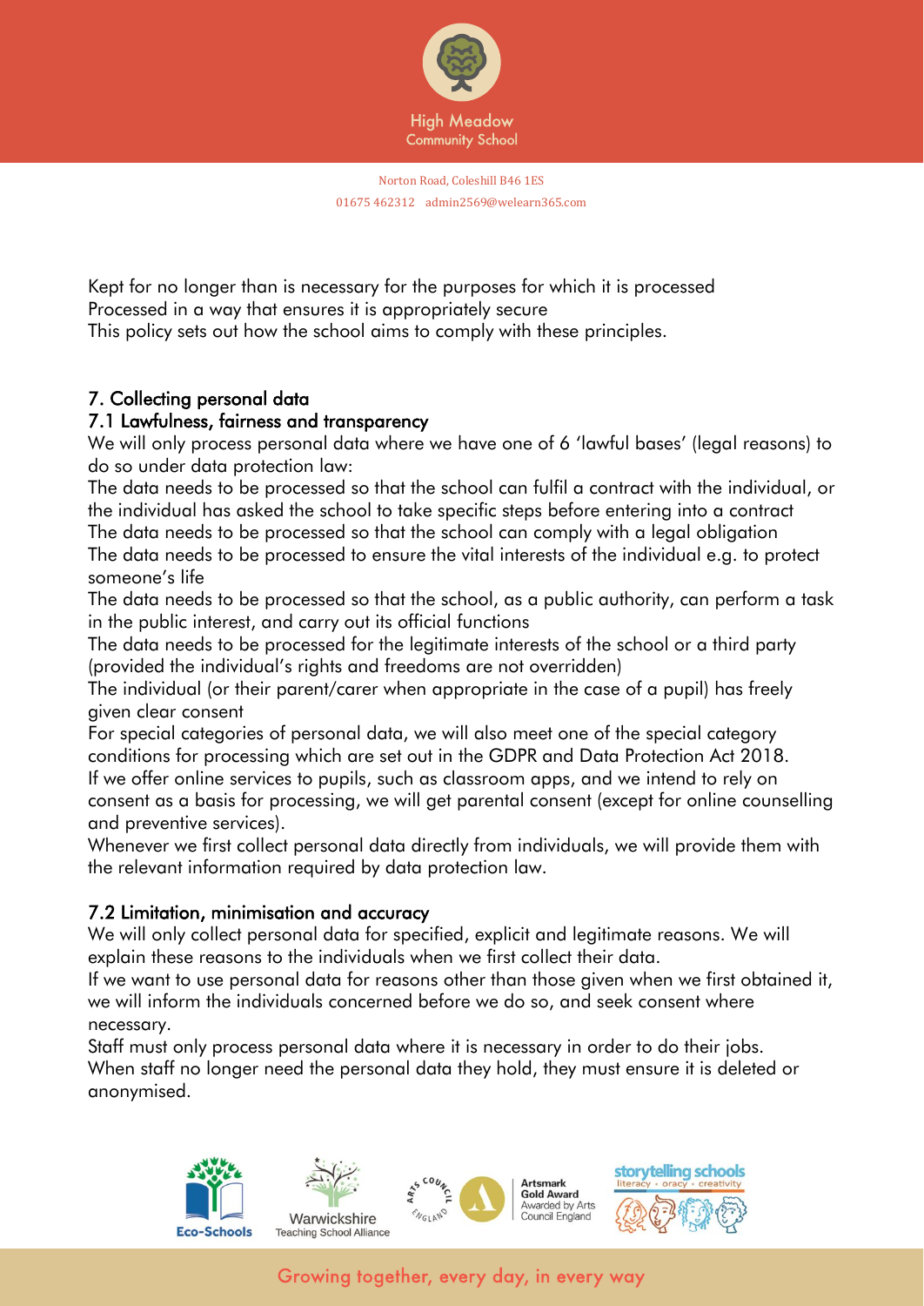Kept for no longer than is necessary for the purposes for which it is processed
Processed in a way that ensures it is appropriately secure
This policy sets out how the school aims to comply with these principles.

## 7. Collecting personal data

### 7.1 Lawfulness, fairness and transparency

We will only process personal data where we have one of 6 'lawful bases' (legal reasons) to do so under data protection law:

The data needs to be processed so that the school can fulfil a contract with the individual, or the individual has asked the school to take specific steps before entering into a contract
The data needs to be processed so that the school can comply with a legal obligation
The data needs to be processed to ensure the vital interests of the individual e.g. to protect someone's life
The data needs to be processed so that the school, as a public authority, can perform a task in the public interest, and carry out its official functions
The data needs to be processed for the legitimate interests of the school or a third party (provided the individual's rights and freedoms are not overridden)
The individual (or their parent/carer when appropriate in the case of a pupil) has freely given clear consent
For special categories of personal data, we will also meet one of the special category conditions for processing which are set out in the GDPR and Data Protection Act 2018.
If we offer online services to pupils, such as classroom apps, and we intend to rely on consent as a basis for processing, we will get parental consent (except for online counselling and preventive services).
Whenever we first collect personal data directly from individuals, we will provide them with the relevant information required by data protection law.

### 7.2 Limitation, minimisation and accuracy

We will only collect personal data for specified, explicit and legitimate reasons. We will explain these reasons to the individuals when we first collect their data.
If we want to use personal data for reasons other than those given when we first obtained it, we will inform the individuals concerned before we do so, and seek consent where necessary.
Staff must only process personal data where it is necessary in order to do their jobs.
When staff no longer need the personal data they hold, they must ensure it is deleted or anonymised.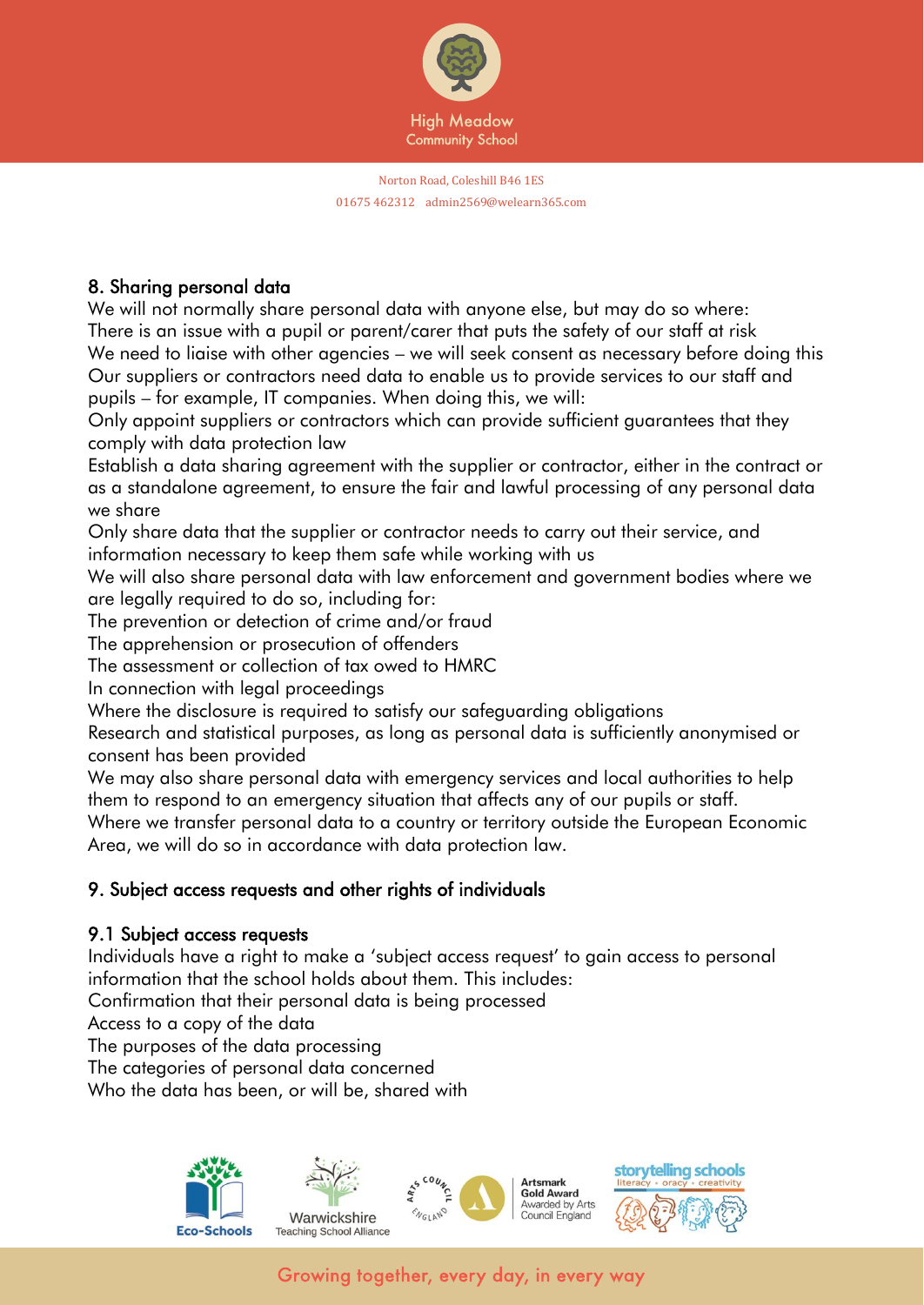## 8. Sharing personal data

We will not normally share personal data with anyone else, but may do so where:

There is an issue with a pupil or parent/carer that puts the safety of our staff at risk

We need to liaise with other agencies – we will seek consent as necessary before doing this

Our suppliers or contractors need data to enable us to provide services to our staff and pupils – for example, IT companies. When doing this, we will:

Only appoint suppliers or contractors which can provide sufficient guarantees that they comply with data protection law

Establish a data sharing agreement with the supplier or contractor, either in the contract or as a standalone agreement, to ensure the fair and lawful processing of any personal data we share

Only share data that the supplier or contractor needs to carry out their service, and information necessary to keep them safe while working with us

We will also share personal data with law enforcement and government bodies where we are legally required to do so, including for:

The prevention or detection of crime and/or fraud

The apprehension or prosecution of offenders

The assessment or collection of tax owed to HMRC

In connection with legal proceedings

Where the disclosure is required to satisfy our safeguarding obligations

Research and statistical purposes, as long as personal data is sufficiently anonymised or consent has been provided

We may also share personal data with emergency services and local authorities to help them to respond to an emergency situation that affects any of our pupils or staff.

Where we transfer personal data to a country or territory outside the European Economic Area, we will do so in accordance with data protection law.

## 9. Subject access requests and other rights of individuals

### 9.1 Subject access requests

Individuals have a right to make a 'subject access request' to gain access to personal information that the school holds about them. This includes:

Confirmation that their personal data is being processed

Access to a copy of the data

The purposes of the data processing

The categories of personal data concerned

Who the data has been, or will be, shared with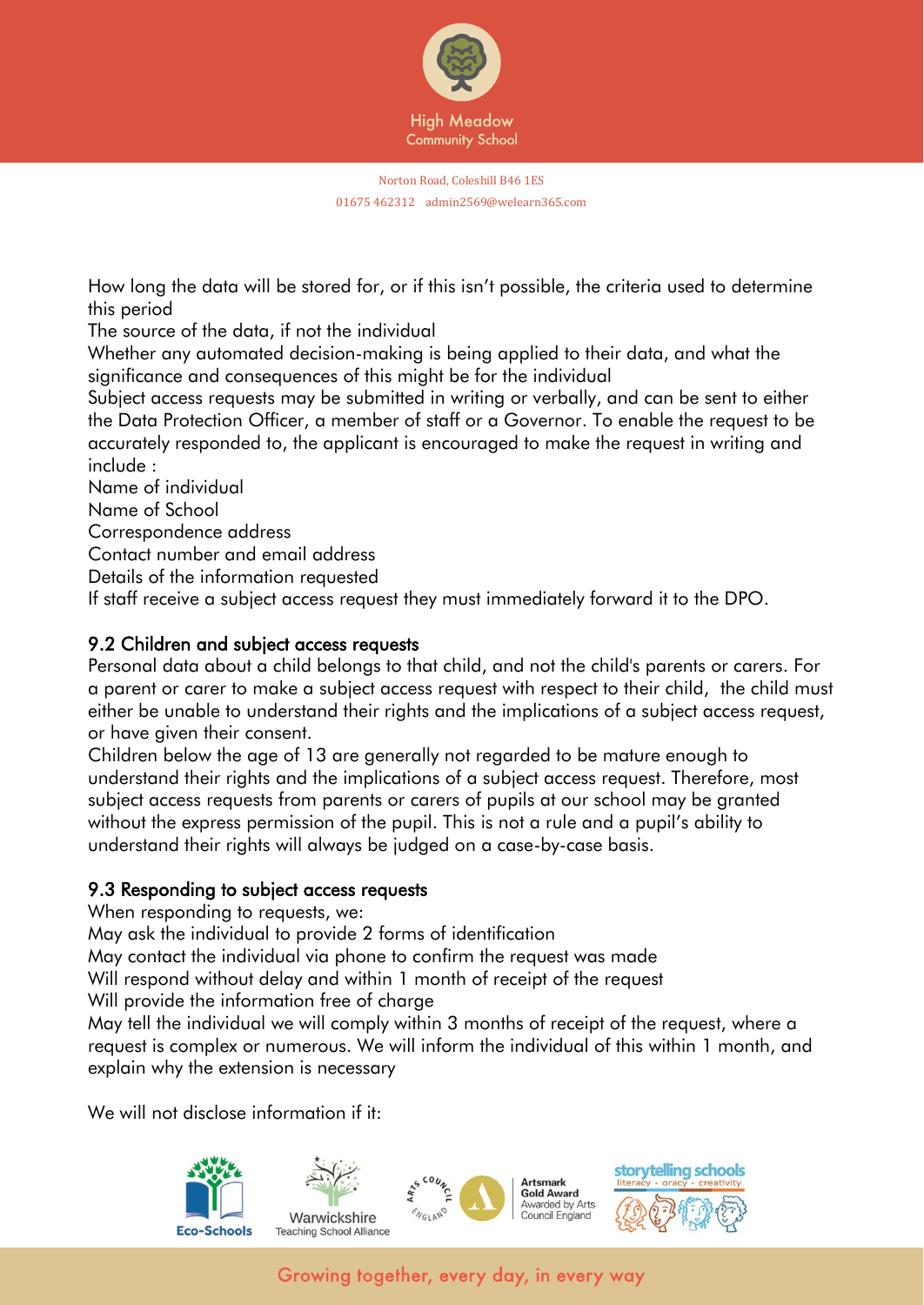How long the data will be stored for, or if this isn't possible, the criteria used to determine this period

The source of the data, if not the individual

Whether any automated decision-making is being applied to their data, and what the significance and consequences of this might be for the individual

Subject access requests may be submitted in writing or verbally, and can be sent to either the Data Protection Officer, a member of staff or a Governor. To enable the request to be accurately responded to, the applicant is encouraged to make the request in writing and include :

Name of individual

Name of School

Correspondence address

Contact number and email address

Details of the information requested

If staff receive a subject access request they must immediately forward it to the DPO.

### 9.2 Children and subject access requests

Personal data about a child belongs to that child, and not the child's parents or carers. For a parent or carer to make a subject access request with respect to their child, the child must either be unable to understand their rights and the implications of a subject access request, or have given their consent.

Children below the age of 13 are generally not regarded to be mature enough to understand their rights and the implications of a subject access request. Therefore, most subject access requests from parents or carers of pupils at our school may be granted without the express permission of the pupil. This is not a rule and a pupil's ability to understand their rights will always be judged on a case-by-case basis.

### 9.3 Responding to subject access requests

When responding to requests, we:

May ask the individual to provide 2 forms of identification

May contact the individual via phone to confirm the request was made

Will respond without delay and within 1 month of receipt of the request

Will provide the information free of charge

May tell the individual we will comply within 3 months of receipt of the request, where a request is complex or numerous. We will inform the individual of this within 1 month, and explain why the extension is necessary

We will not disclose information if it: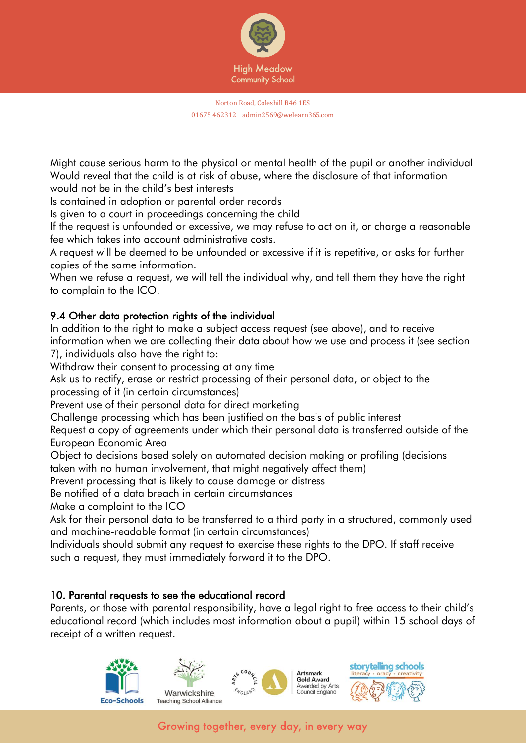Might cause serious harm to the physical or mental health of the pupil or another individual

Would reveal that the child is at risk of abuse, where the disclosure of that information would not be in the child's best interests

Is contained in adoption or parental order records

Is given to a court in proceedings concerning the child

If the request is unfounded or excessive, we may refuse to act on it, or charge a reasonable fee which takes into account administrative costs.

A request will be deemed to be unfounded or excessive if it is repetitive, or asks for further copies of the same information.

When we refuse a request, we will tell the individual why, and tell them they have the right to complain to the ICO.

## 9.4 Other data protection rights of the individual

In addition to the right to make a subject access request (see above), and to receive information when we are collecting their data about how we use and process it (see section 7), individuals also have the right to:

Withdraw their consent to processing at any time

Ask us to rectify, erase or restrict processing of their personal data, or object to the processing of it (in certain circumstances)

Prevent use of their personal data for direct marketing

Challenge processing which has been justified on the basis of public interest

Request a copy of agreements under which their personal data is transferred outside of the European Economic Area

Object to decisions based solely on automated decision making or profiling (decisions taken with no human involvement, that might negatively affect them)

Prevent processing that is likely to cause damage or distress

Be notified of a data breach in certain circumstances

Make a complaint to the ICO

Ask for their personal data to be transferred to a third party in a structured, commonly used and machine-readable format (in certain circumstances)

Individuals should submit any request to exercise these rights to the DPO. If staff receive such a request, they must immediately forward it to the DPO.

## 10. Parental requests to see the educational record

Parents, or those with parental responsibility, have a legal right to free access to their child's educational record (which includes most information about a pupil) within 15 school days of receipt of a written request.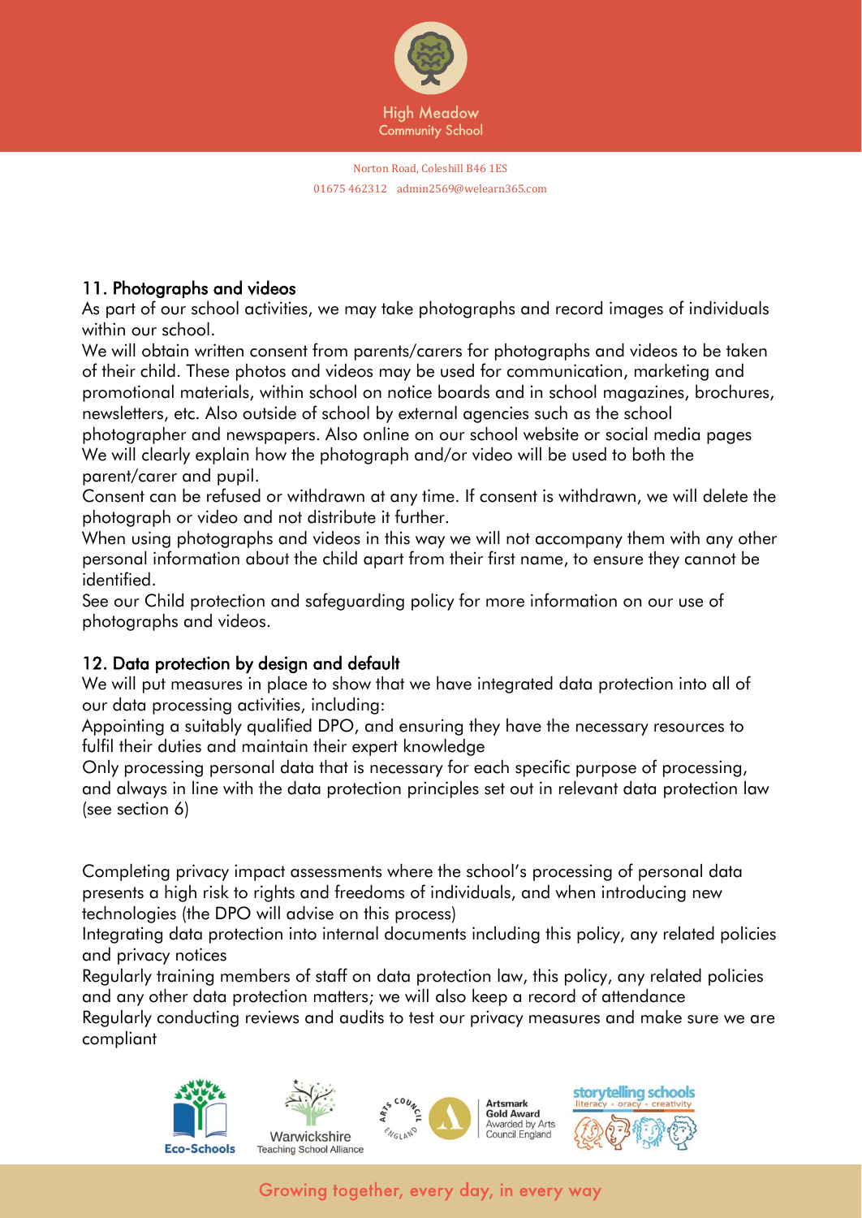## 11. Photographs and videos

As part of our school activities, we may take photographs and record images of individuals within our school.

We will obtain written consent from parents/carers for photographs and videos to be taken of their child. These photos and videos may be used for communication, marketing and promotional materials, within school on notice boards and in school magazines, brochures, newsletters, etc. Also outside of school by external agencies such as the school photographer and newspapers. Also online on our school website or social media pages

We will clearly explain how the photograph and/or video will be used to both the parent/carer and pupil.

Consent can be refused or withdrawn at any time. If consent is withdrawn, we will delete the photograph or video and not distribute it further.

When using photographs and videos in this way we will not accompany them with any other personal information about the child apart from their first name, to ensure they cannot be identified.

See our Child protection and safeguarding policy for more information on our use of photographs and videos.

## 12. Data protection by design and default

We will put measures in place to show that we have integrated data protection into all of our data processing activities, including:

Appointing a suitably qualified DPO, and ensuring they have the necessary resources to fulfil their duties and maintain their expert knowledge

Only processing personal data that is necessary for each specific purpose of processing, and always in line with the data protection principles set out in relevant data protection law (see section 6)

Completing privacy impact assessments where the school's processing of personal data presents a high risk to rights and freedoms of individuals, and when introducing new technologies (the DPO will advise on this process)

Integrating data protection into internal documents including this policy, any related policies and privacy notices

Regularly training members of staff on data protection law, this policy, any related policies and any other data protection matters; we will also keep a record of attendance

Regularly conducting reviews and audits to test our privacy measures and make sure we are compliant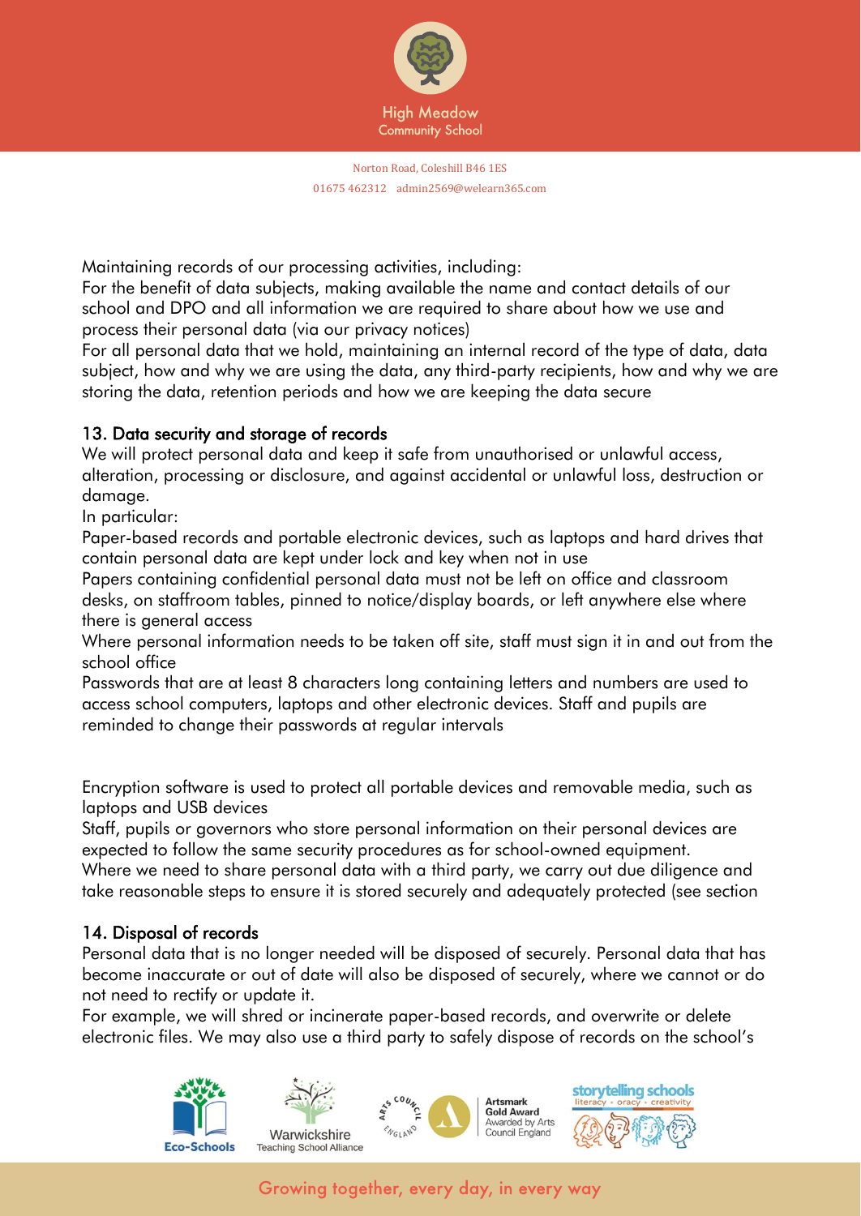Maintaining records of our processing activities, including:

For the benefit of data subjects, making available the name and contact details of our school and DPO and all information we are required to share about how we use and process their personal data (via our privacy notices)

For all personal data that we hold, maintaining an internal record of the type of data, data subject, how and why we are using the data, any third-party recipients, how and why we are storing the data, retention periods and how we are keeping the data secure

## 13. Data security and storage of records

We will protect personal data and keep it safe from unauthorised or unlawful access, alteration, processing or disclosure, and against accidental or unlawful loss, destruction or damage.

In particular:

Paper-based records and portable electronic devices, such as laptops and hard drives that contain personal data are kept under lock and key when not in use

Papers containing confidential personal data must not be left on office and classroom desks, on staffroom tables, pinned to notice/display boards, or left anywhere else where there is general access

Where personal information needs to be taken off site, staff must sign it in and out from the school office

Passwords that are at least 8 characters long containing letters and numbers are used to access school computers, laptops and other electronic devices. Staff and pupils are reminded to change their passwords at regular intervals

Encryption software is used to protect all portable devices and removable media, such as laptops and USB devices

Staff, pupils or governors who store personal information on their personal devices are expected to follow the same security procedures as for school-owned equipment.

Where we need to share personal data with a third party, we carry out due diligence and take reasonable steps to ensure it is stored securely and adequately protected (see section

## 14. Disposal of records

Personal data that is no longer needed will be disposed of securely. Personal data that has become inaccurate or out of date will also be disposed of securely, where we cannot or do not need to rectify or update it.

For example, we will shred or incinerate paper-based records, and overwrite or delete electronic files. We may also use a third party to safely dispose of records on the school's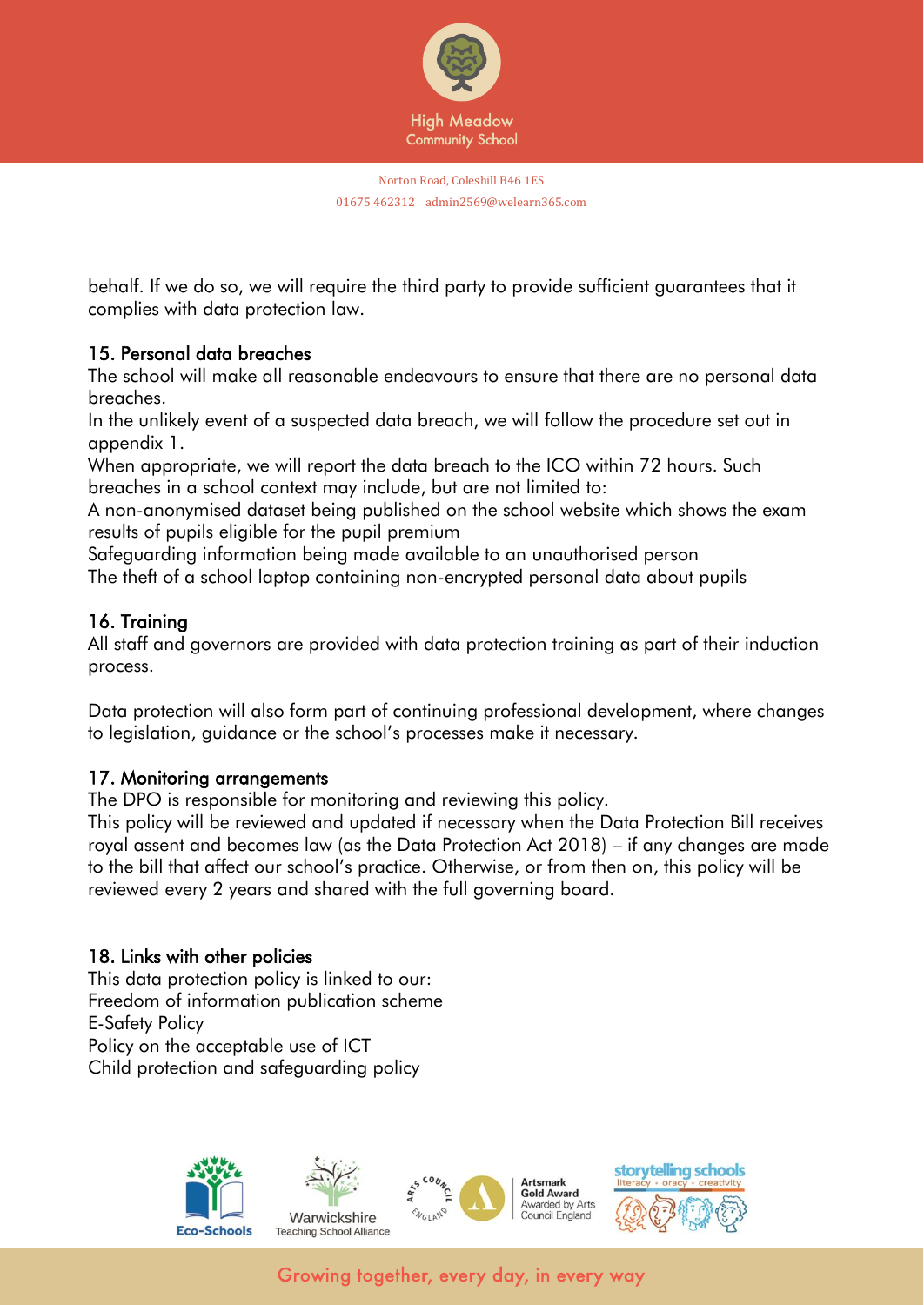behalf. If we do so, we will require the third party to provide sufficient guarantees that it complies with data protection law.

## 15. Personal data breaches

The school will make all reasonable endeavours to ensure that there are no personal data breaches.

In the unlikely event of a suspected data breach, we will follow the procedure set out in appendix 1.

When appropriate, we will report the data breach to the ICO within 72 hours. Such breaches in a school context may include, but are not limited to:

A non-anonymised dataset being published on the school website which shows the exam results of pupils eligible for the pupil premium

Safeguarding information being made available to an unauthorised person

The theft of a school laptop containing non-encrypted personal data about pupils

## 16. Training

All staff and governors are provided with data protection training as part of their induction process.

Data protection will also form part of continuing professional development, where changes to legislation, guidance or the school's processes make it necessary.

## 17. Monitoring arrangements

The DPO is responsible for monitoring and reviewing this policy.

This policy will be reviewed and updated if necessary when the Data Protection Bill receives royal assent and becomes law (as the Data Protection Act 2018) – if any changes are made to the bill that affect our school's practice. Otherwise, or from then on, this policy will be reviewed every 2 years and shared with the full governing board.

## 18. Links with other policies

This data protection policy is linked to our:

Freedom of information publication scheme

E-Safety Policy

Policy on the acceptable use of ICT

Child protection and safeguarding policy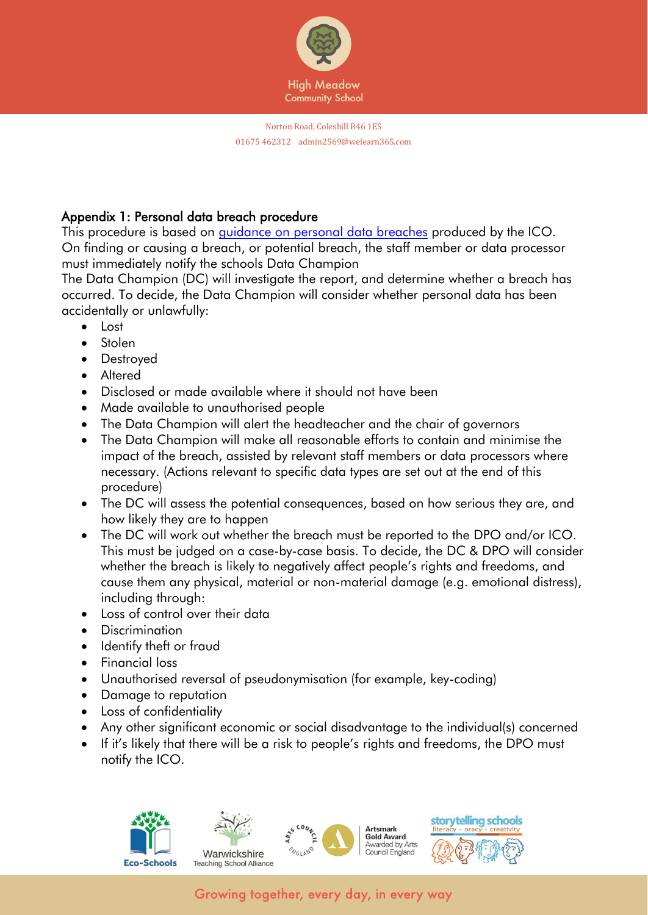## Appendix 1: Personal data breach procedure

This procedure is based on [guidance on personal data breaches]() produced by the ICO.
On finding or causing a breach, or potential breach, the staff member or data processor must immediately notify the schools Data Champion
The Data Champion (DC) will investigate the report, and determine whether a breach has occurred. To decide, the Data Champion will consider whether personal data has been accidentally or unlawfully:

- Lost
- Stolen
- Destroyed
- Altered
- Disclosed or made available where it should not have been
- Made available to unauthorised people
- The Data Champion will alert the headteacher and the chair of governors
- The Data Champion will make all reasonable efforts to contain and minimise the impact of the breach, assisted by relevant staff members or data processors where necessary. (Actions relevant to specific data types are set out at the end of this procedure)
- The DC will assess the potential consequences, based on how serious they are, and how likely they are to happen
- The DC will work out whether the breach must be reported to the DPO and/or ICO. This must be judged on a case-by-case basis. To decide, the DC & DPO will consider whether the breach is likely to negatively affect people's rights and freedoms, and cause them any physical, material or non-material damage (e.g. emotional distress), including through:
- Loss of control over their data
- Discrimination
- Identify theft or fraud
- Financial loss
- Unauthorised reversal of pseudonymisation (for example, key-coding)
- Damage to reputation
- Loss of confidentiality
- Any other significant economic or social disadvantage to the individual(s) concerned
- If it's likely that there will be a risk to people's rights and freedoms, the DPO must notify the ICO.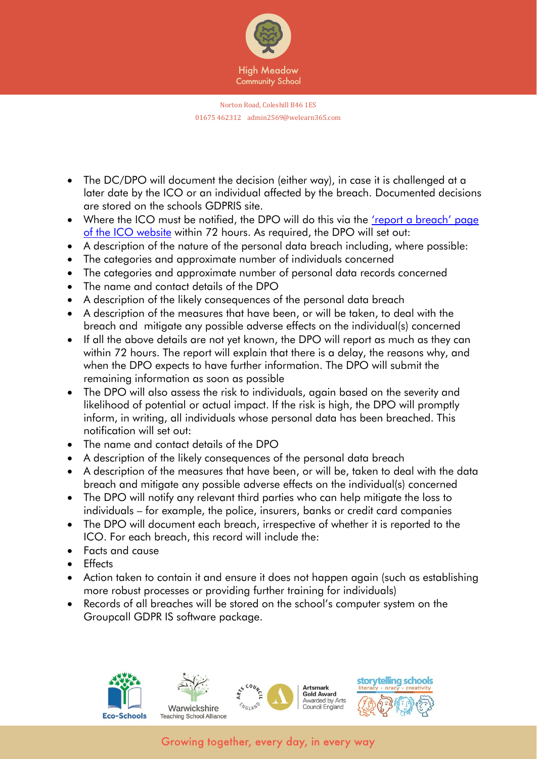- The DC/DPO will document the decision (either way), in case it is challenged at a later date by the ICO or an individual affected by the breach. Documented decisions are stored on the schools GDPRIS site.
- Where the ICO must be notified, the DPO will do this via the ['report a breach' page of the ICO website]() within 72 hours. As required, the DPO will set out:
- A description of the nature of the personal data breach including, where possible:
- The categories and approximate number of individuals concerned
- The categories and approximate number of personal data records concerned
- The name and contact details of the DPO
- A description of the likely consequences of the personal data breach
- A description of the measures that have been, or will be taken, to deal with the breach and mitigate any possible adverse effects on the individual(s) concerned
- If all the above details are not yet known, the DPO will report as much as they can within 72 hours. The report will explain that there is a delay, the reasons why, and when the DPO expects to have further information. The DPO will submit the remaining information as soon as possible
- The DPO will also assess the risk to individuals, again based on the severity and likelihood of potential or actual impact. If the risk is high, the DPO will promptly inform, in writing, all individuals whose personal data has been breached. This notification will set out:
- The name and contact details of the DPO
- A description of the likely consequences of the personal data breach
- A description of the measures that have been, or will be, taken to deal with the data breach and mitigate any possible adverse effects on the individual(s) concerned
- The DPO will notify any relevant third parties who can help mitigate the loss to individuals – for example, the police, insurers, banks or credit card companies
- The DPO will document each breach, irrespective of whether it is reported to the ICO. For each breach, this record will include the:
- Facts and cause
- Effects
- Action taken to contain it and ensure it does not happen again (such as establishing more robust processes or providing further training for individuals)
- Records of all breaches will be stored on the school's computer system on the Groupcall GDPR IS software package.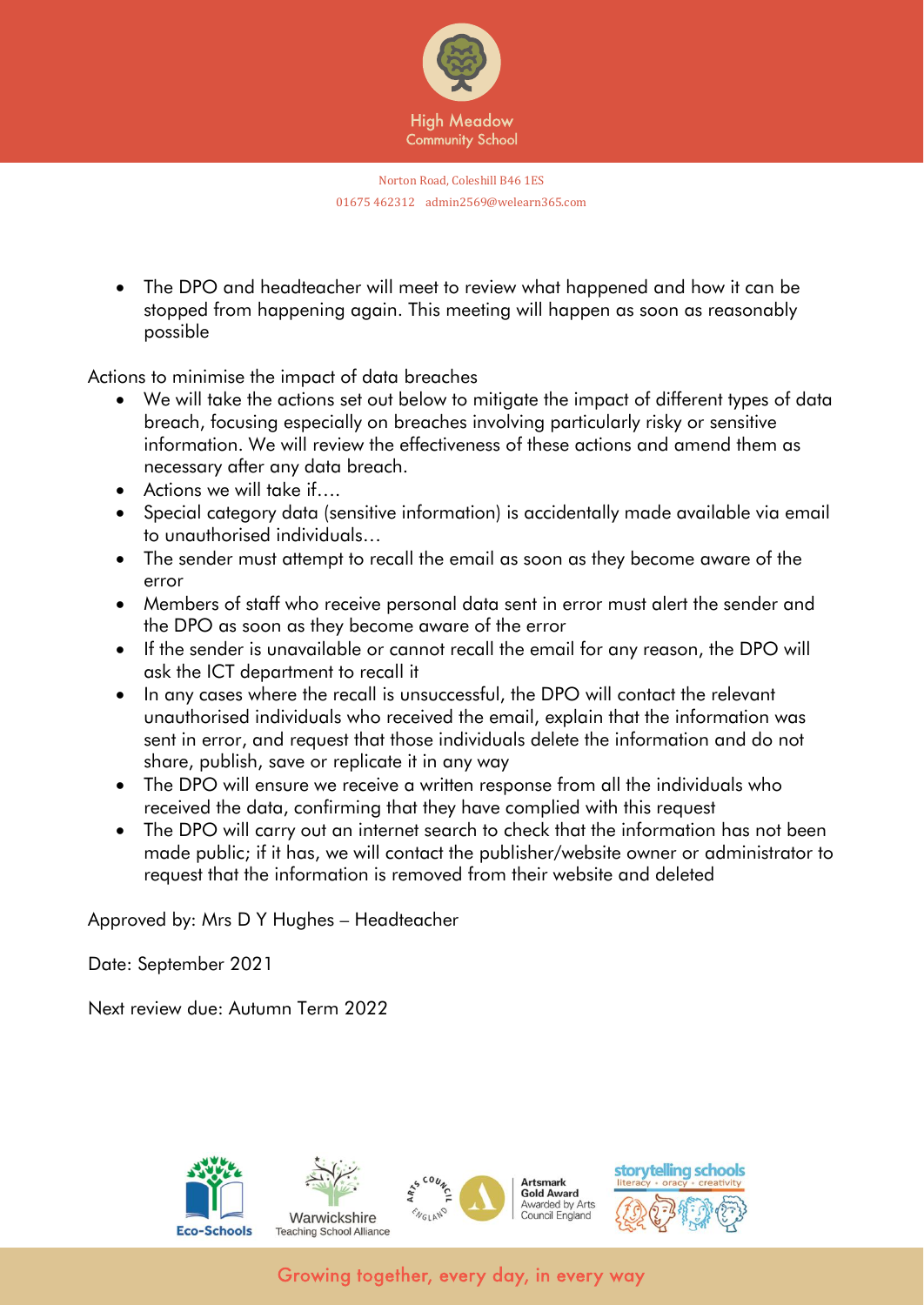- The DPO and headteacher will meet to review what happened and how it can be stopped from happening again. This meeting will happen as soon as reasonably possible

Actions to minimise the impact of data breaches

- We will take the actions set out below to mitigate the impact of different types of data breach, focusing especially on breaches involving particularly risky or sensitive information. We will review the effectiveness of these actions and amend them as necessary after any data breach.
- Actions we will take if….
- Special category data (sensitive information) is accidentally made available via email to unauthorised individuals…
- The sender must attempt to recall the email as soon as they become aware of the error
- Members of staff who receive personal data sent in error must alert the sender and the DPO as soon as they become aware of the error
- If the sender is unavailable or cannot recall the email for any reason, the DPO will ask the ICT department to recall it
- In any cases where the recall is unsuccessful, the DPO will contact the relevant unauthorised individuals who received the email, explain that the information was sent in error, and request that those individuals delete the information and do not share, publish, save or replicate it in any way
- The DPO will ensure we receive a written response from all the individuals who received the data, confirming that they have complied with this request
- The DPO will carry out an internet search to check that the information has not been made public; if it has, we will contact the publisher/website owner or administrator to request that the information is removed from their website and deleted

Approved by: Mrs D Y Hughes – Headteacher

Date: September 2021

Next review due: Autumn Term 2022